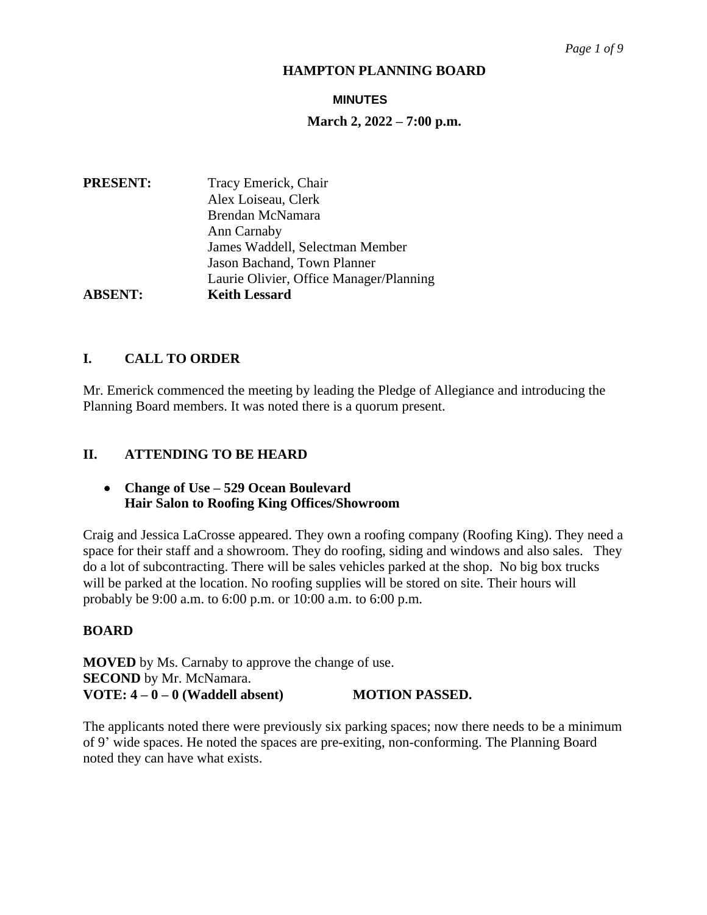# HAMPTON PLANNING BOARD

## MINUTES

**March 2, 2022 – 7:00 p.m.**

| | |
|---|---|
| **PRESENT:** | Tracy Emerick, Chair |
| | Alex Loiseau, Clerk |
| | Brendan McNamara |
| | Ann Carnaby |
| | James Waddell, Selectman Member |
| | Jason Bachand, Town Planner |
| | Laurie Olivier, Office Manager/Planning |
| **ABSENT:** | **Keith Lessard** |

## I. CALL TO ORDER

Mr. Emerick commenced the meeting by leading the Pledge of Allegiance and introducing the Planning Board members. It was noted there is a quorum present.

## II. ATTENDING TO BE HEARD

- **Change of Use – 529 Ocean Boulevard**
  **Hair Salon to Roofing King Offices/Showroom**

Craig and Jessica LaCrosse appeared. They own a roofing company (Roofing King). They need a space for their staff and a showroom. They do roofing, siding and windows and also sales. They do a lot of subcontracting. There will be sales vehicles parked at the shop. No big box trucks will be parked at the location. No roofing supplies will be stored on site. Their hours will probably be 9:00 a.m. to 6:00 p.m. or 10:00 a.m. to 6:00 p.m.

**BOARD**

**MOVED** by Ms. Carnaby to approve the change of use.
**SECOND** by Mr. McNamara.
**VOTE: 4 – 0 – 0 (Waddell absent) MOTION PASSED.**

The applicants noted there were previously six parking spaces; now there needs to be a minimum of 9' wide spaces. He noted the spaces are pre-exiting, non-conforming. The Planning Board noted they can have what exists.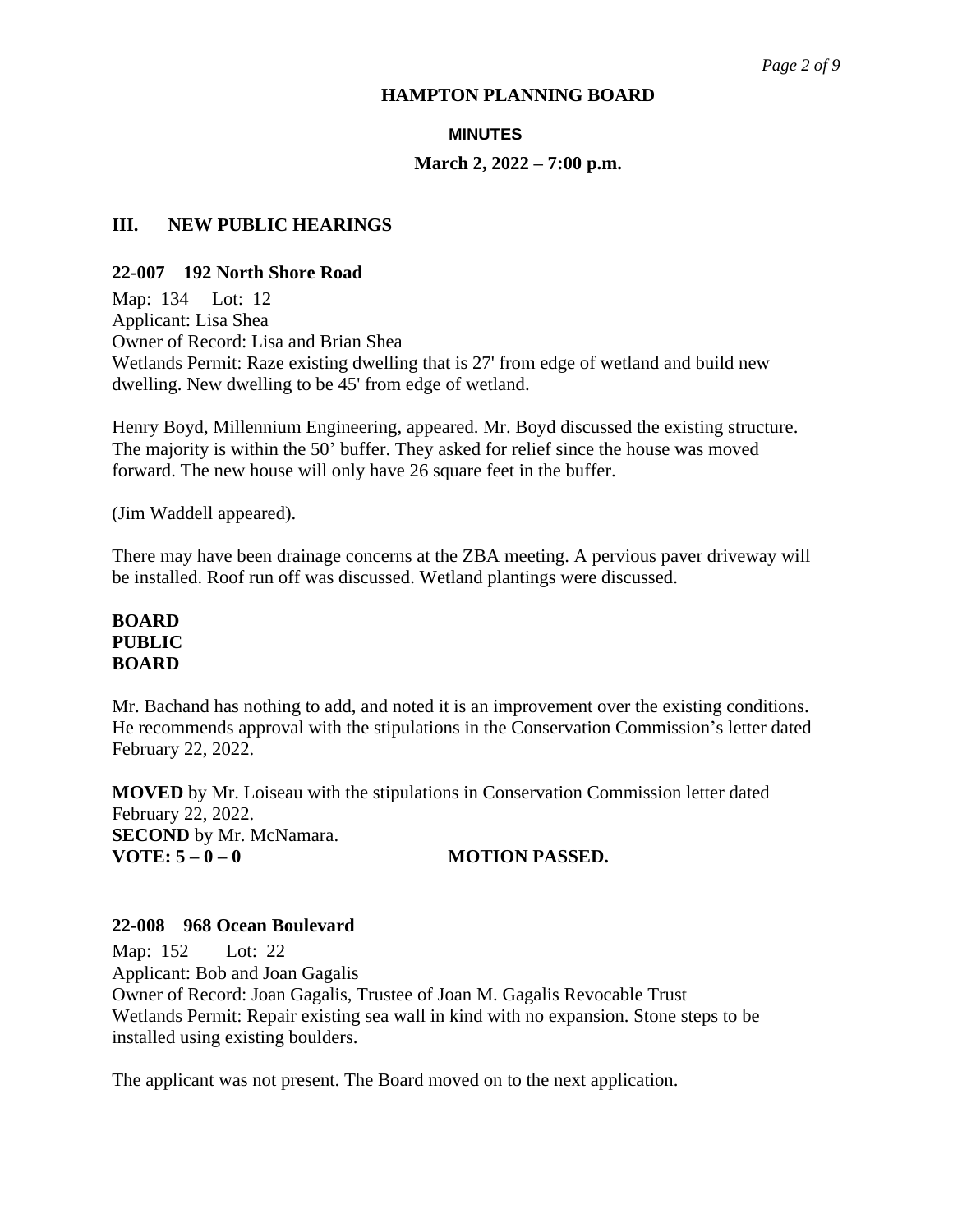**HAMPTON PLANNING BOARD**

**MINUTES**

**March 2, 2022 – 7:00 p.m.**

## III. NEW PUBLIC HEARINGS

### 22-007 192 North Shore Road

Map: 134 Lot: 12
Applicant: Lisa Shea
Owner of Record: Lisa and Brian Shea
Wetlands Permit: Raze existing dwelling that is 27' from edge of wetland and build new dwelling. New dwelling to be 45' from edge of wetland.

Henry Boyd, Millennium Engineering, appeared. Mr. Boyd discussed the existing structure. The majority is within the 50' buffer. They asked for relief since the house was moved forward. The new house will only have 26 square feet in the buffer.

(Jim Waddell appeared).

There may have been drainage concerns at the ZBA meeting. A pervious paver driveway will be installed. Roof run off was discussed. Wetland plantings were discussed.

**BOARD**
**PUBLIC**
**BOARD**

Mr. Bachand has nothing to add, and noted it is an improvement over the existing conditions. He recommends approval with the stipulations in the Conservation Commission's letter dated February 22, 2022.

**MOVED** by Mr. Loiseau with the stipulations in Conservation Commission letter dated February 22, 2022.
**SECOND** by Mr. McNamara.
**VOTE: 5 – 0 – 0** **MOTION PASSED.**

### 22-008 968 Ocean Boulevard

Map: 152 Lot: 22
Applicant: Bob and Joan Gagalis
Owner of Record: Joan Gagalis, Trustee of Joan M. Gagalis Revocable Trust
Wetlands Permit: Repair existing sea wall in kind with no expansion. Stone steps to be installed using existing boulders.

The applicant was not present. The Board moved on to the next application.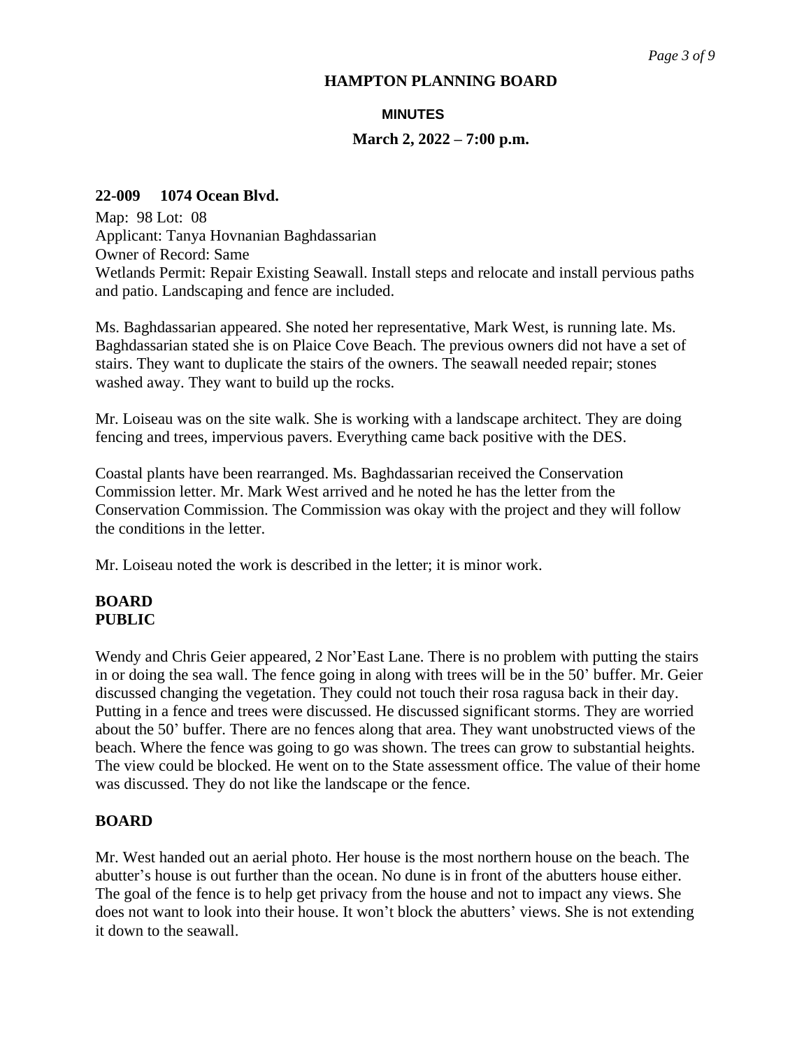# HAMPTON PLANNING BOARD

## MINUTES

### March 2, 2022 – 7:00 p.m.

**22-009 1074 Ocean Blvd.**

Map: 98 Lot: 08
Applicant: Tanya Hovnanian Baghdassarian
Owner of Record: Same
Wetlands Permit: Repair Existing Seawall. Install steps and relocate and install pervious paths and patio. Landscaping and fence are included.

Ms. Baghdassarian appeared. She noted her representative, Mark West, is running late. Ms. Baghdassarian stated she is on Plaice Cove Beach. The previous owners did not have a set of stairs. They want to duplicate the stairs of the owners. The seawall needed repair; stones washed away. They want to build up the rocks.

Mr. Loiseau was on the site walk. She is working with a landscape architect. They are doing fencing and trees, impervious pavers. Everything came back positive with the DES.

Coastal plants have been rearranged. Ms. Baghdassarian received the Conservation Commission letter. Mr. Mark West arrived and he noted he has the letter from the Conservation Commission. The Commission was okay with the project and they will follow the conditions in the letter.

Mr. Loiseau noted the work is described in the letter; it is minor work.

**BOARD**
**PUBLIC**

Wendy and Chris Geier appeared, 2 Nor'East Lane. There is no problem with putting the stairs in or doing the sea wall. The fence going in along with trees will be in the 50' buffer. Mr. Geier discussed changing the vegetation. They could not touch their rosa ragusa back in their day. Putting in a fence and trees were discussed. He discussed significant storms. They are worried about the 50' buffer. There are no fences along that area. They want unobstructed views of the beach. Where the fence was going to go was shown. The trees can grow to substantial heights. The view could be blocked. He went on to the State assessment office. The value of their home was discussed. They do not like the landscape or the fence.

**BOARD**

Mr. West handed out an aerial photo. Her house is the most northern house on the beach. The abutter's house is out further than the ocean. No dune is in front of the abutters house either. The goal of the fence is to help get privacy from the house and not to impact any views. She does not want to look into their house. It won't block the abutters' views. She is not extending it down to the seawall.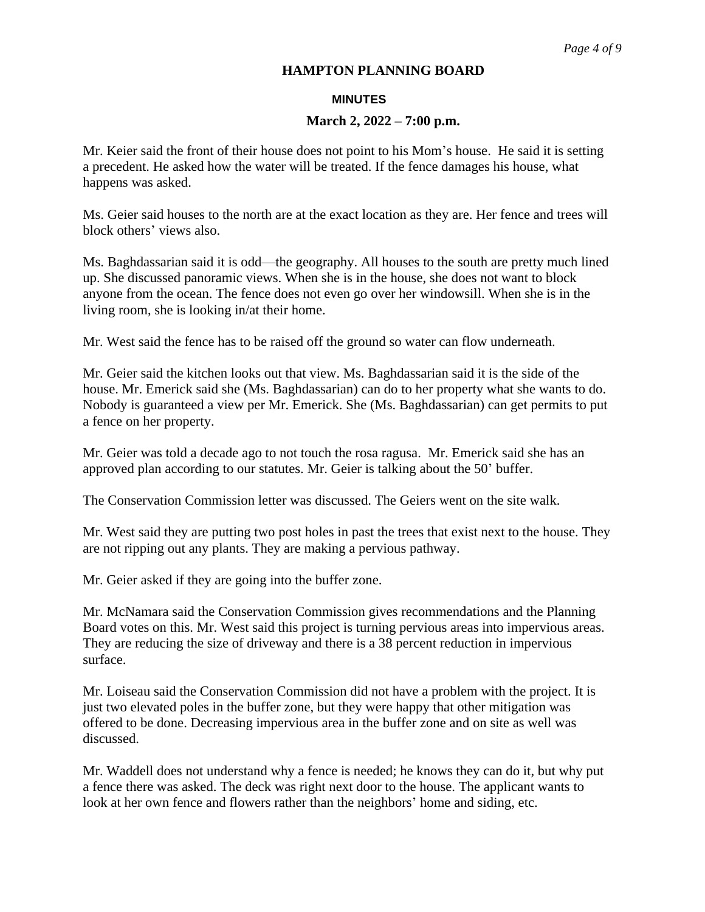Mr. Keier said the front of their house does not point to his Mom's house. He said it is setting a precedent. He asked how the water will be treated. If the fence damages his house, what happens was asked.

Ms. Geier said houses to the north are at the exact location as they are. Her fence and trees will block others' views also.

Ms. Baghdassarian said it is odd—the geography. All houses to the south are pretty much lined up. She discussed panoramic views. When she is in the house, she does not want to block anyone from the ocean. The fence does not even go over her windowsill. When she is in the living room, she is looking in/at their home.

Mr. West said the fence has to be raised off the ground so water can flow underneath.

Mr. Geier said the kitchen looks out that view. Ms. Baghdassarian said it is the side of the house. Mr. Emerick said she (Ms. Baghdassarian) can do to her property what she wants to do. Nobody is guaranteed a view per Mr. Emerick. She (Ms. Baghdassarian) can get permits to put a fence on her property.

Mr. Geier was told a decade ago to not touch the rosa ragusa. Mr. Emerick said she has an approved plan according to our statutes. Mr. Geier is talking about the 50' buffer.

The Conservation Commission letter was discussed. The Geiers went on the site walk.

Mr. West said they are putting two post holes in past the trees that exist next to the house. They are not ripping out any plants. They are making a pervious pathway.

Mr. Geier asked if they are going into the buffer zone.

Mr. McNamara said the Conservation Commission gives recommendations and the Planning Board votes on this. Mr. West said this project is turning pervious areas into impervious areas. They are reducing the size of driveway and there is a 38 percent reduction in impervious surface.

Mr. Loiseau said the Conservation Commission did not have a problem with the project. It is just two elevated poles in the buffer zone, but they were happy that other mitigation was offered to be done. Decreasing impervious area in the buffer zone and on site as well was discussed.

Mr. Waddell does not understand why a fence is needed; he knows they can do it, but why put a fence there was asked. The deck was right next door to the house. The applicant wants to look at her own fence and flowers rather than the neighbors' home and siding, etc.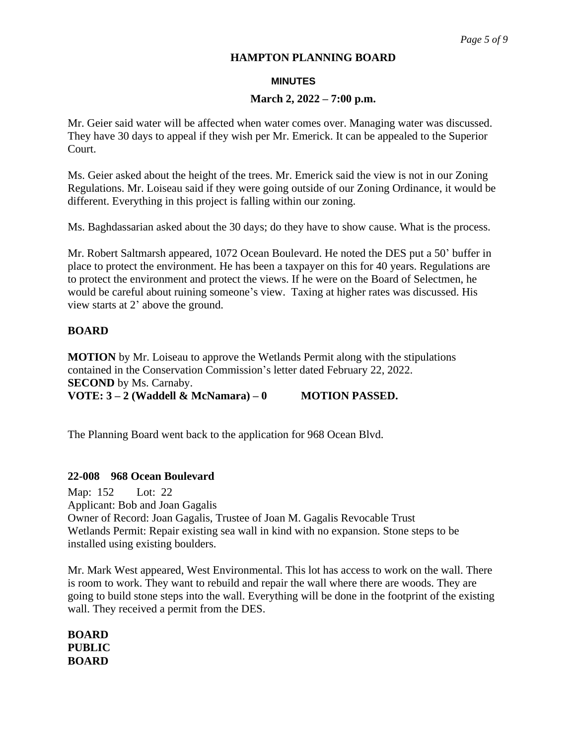Mr. Geier said water will be affected when water comes over. Managing water was discussed. They have 30 days to appeal if they wish per Mr. Emerick. It can be appealed to the Superior Court.

Ms. Geier asked about the height of the trees. Mr. Emerick said the view is not in our Zoning Regulations. Mr. Loiseau said if they were going outside of our Zoning Ordinance, it would be different. Everything in this project is falling within our zoning.

Ms. Baghdassarian asked about the 30 days; do they have to show cause. What is the process.

Mr. Robert Saltmarsh appeared, 1072 Ocean Boulevard. He noted the DES put a 50' buffer in place to protect the environment. He has been a taxpayer on this for 40 years. Regulations are to protect the environment and protect the views. If he were on the Board of Selectmen, he would be careful about ruining someone's view. Taxing at higher rates was discussed. His view starts at 2' above the ground.

**BOARD**

**MOTION** by Mr. Loiseau to approve the Wetlands Permit along with the stipulations contained in the Conservation Commission's letter dated February 22, 2022.
**SECOND** by Ms. Carnaby.
**VOTE: 3 – 2 (Waddell & McNamara) – 0 MOTION PASSED.**

The Planning Board went back to the application for 968 Ocean Blvd.

**22-008 968 Ocean Boulevard**

Map: 152 Lot: 22
Applicant: Bob and Joan Gagalis
Owner of Record: Joan Gagalis, Trustee of Joan M. Gagalis Revocable Trust
Wetlands Permit: Repair existing sea wall in kind with no expansion. Stone steps to be installed using existing boulders.

Mr. Mark West appeared, West Environmental. This lot has access to work on the wall. There is room to work. They want to rebuild and repair the wall where there are woods. They are going to build stone steps into the wall. Everything will be done in the footprint of the existing wall. They received a permit from the DES.

**BOARD**
**PUBLIC**
**BOARD**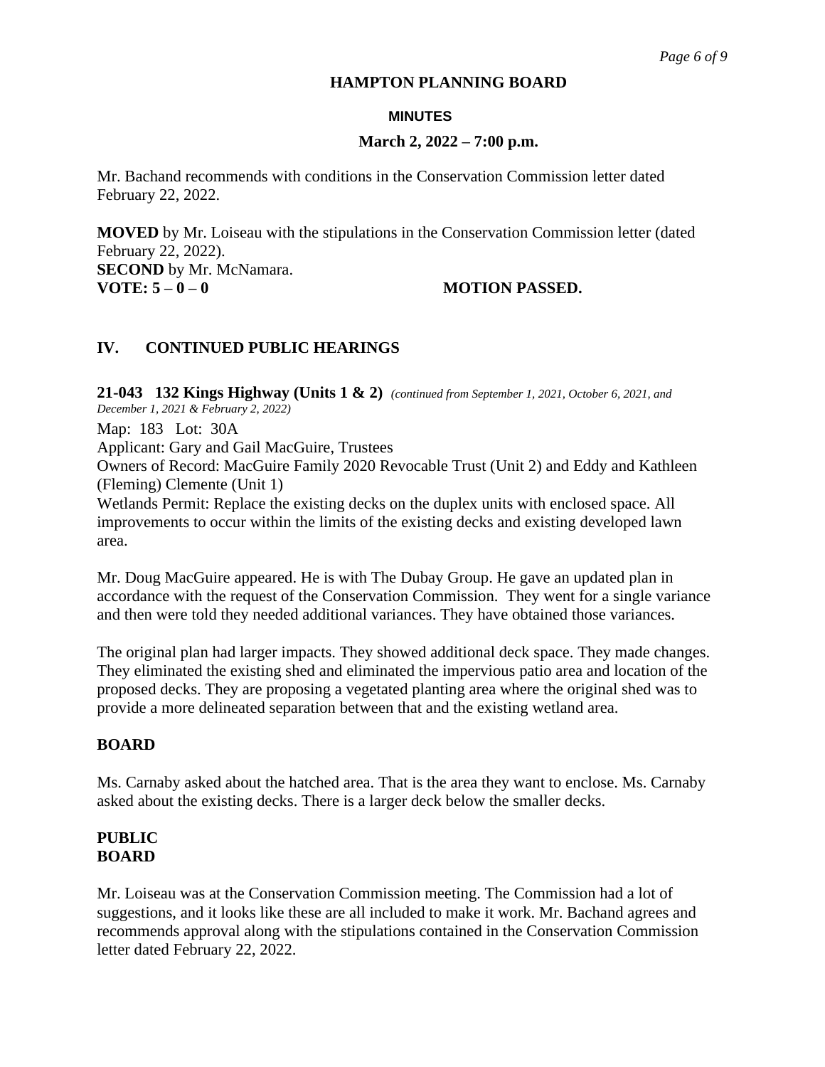Mr. Bachand recommends with conditions in the Conservation Commission letter dated February 22, 2022.

**MOVED** by Mr. Loiseau with the stipulations in the Conservation Commission letter (dated February 22, 2022).
**SECOND** by Mr. McNamara.
**VOTE: 5 – 0 – 0** **MOTION PASSED.**

## IV. CONTINUED PUBLIC HEARINGS

**21-043 132 Kings Highway (Units 1 & 2)** *(continued from September 1, 2021, October 6, 2021, and December 1, 2021 & February 2, 2022)*

Map: 183 Lot: 30A
Applicant: Gary and Gail MacGuire, Trustees
Owners of Record: MacGuire Family 2020 Revocable Trust (Unit 2) and Eddy and Kathleen (Fleming) Clemente (Unit 1)
Wetlands Permit: Replace the existing decks on the duplex units with enclosed space. All improvements to occur within the limits of the existing decks and existing developed lawn area.

Mr. Doug MacGuire appeared. He is with The Dubay Group. He gave an updated plan in accordance with the request of the Conservation Commission. They went for a single variance and then were told they needed additional variances. They have obtained those variances.

The original plan had larger impacts. They showed additional deck space. They made changes. They eliminated the existing shed and eliminated the impervious patio area and location of the proposed decks. They are proposing a vegetated planting area where the original shed was to provide a more delineated separation between that and the existing wetland area.

### BOARD

Ms. Carnaby asked about the hatched area. That is the area they want to enclose. Ms. Carnaby asked about the existing decks. There is a larger deck below the smaller decks.

### PUBLIC
### BOARD

Mr. Loiseau was at the Conservation Commission meeting. The Commission had a lot of suggestions, and it looks like these are all included to make it work. Mr. Bachand agrees and recommends approval along with the stipulations contained in the Conservation Commission letter dated February 22, 2022.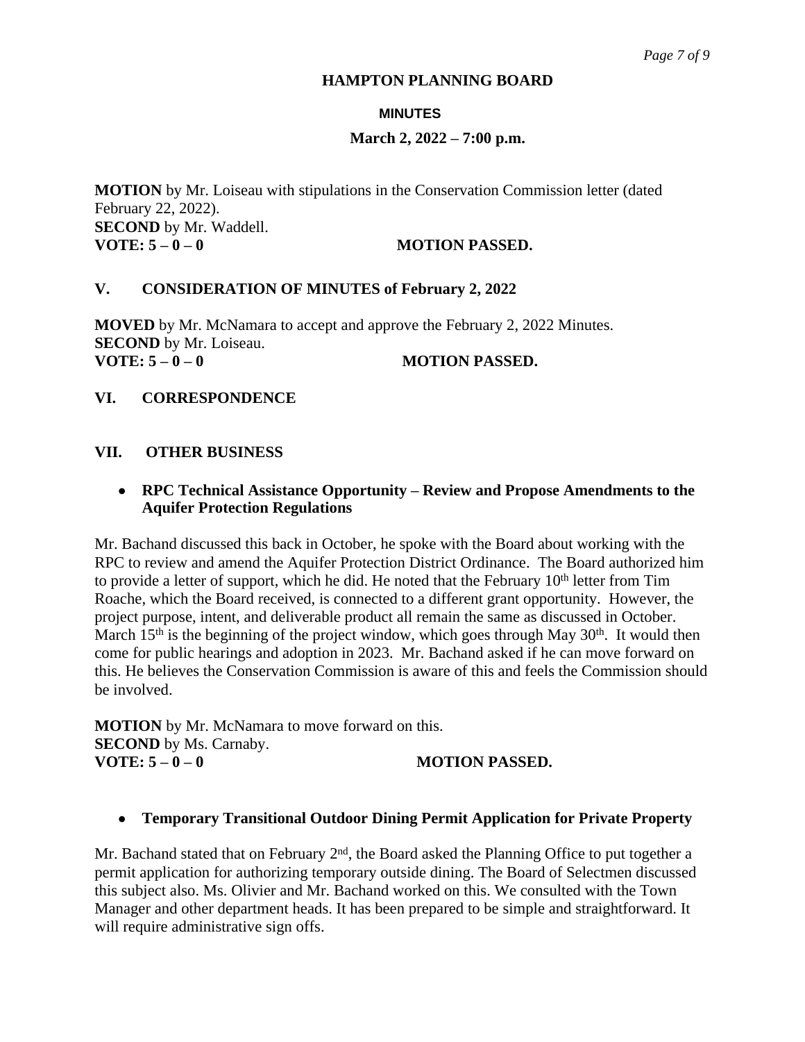**HAMPTON PLANNING BOARD**

**MINUTES**

**March 2, 2022 – 7:00 p.m.**

**MOTION** by Mr. Loiseau with stipulations in the Conservation Commission letter (dated February 22, 2022).
**SECOND** by Mr. Waddell.
**VOTE: 5 – 0 – 0** **MOTION PASSED.**

## V. CONSIDERATION OF MINUTES of February 2, 2022

**MOVED** by Mr. McNamara to accept and approve the February 2, 2022 Minutes.
**SECOND** by Mr. Loiseau.
**VOTE: 5 – 0 – 0** **MOTION PASSED.**

## VI. CORRESPONDENCE

## VII. OTHER BUSINESS

- **RPC Technical Assistance Opportunity – Review and Propose Amendments to the Aquifer Protection Regulations**

Mr. Bachand discussed this back in October, he spoke with the Board about working with the RPC to review and amend the Aquifer Protection District Ordinance. The Board authorized him to provide a letter of support, which he did. He noted that the February 10th letter from Tim Roache, which the Board received, is connected to a different grant opportunity. However, the project purpose, intent, and deliverable product all remain the same as discussed in October. March 15th is the beginning of the project window, which goes through May 30th. It would then come for public hearings and adoption in 2023. Mr. Bachand asked if he can move forward on this. He believes the Conservation Commission is aware of this and feels the Commission should be involved.

**MOTION** by Mr. McNamara to move forward on this.
**SECOND** by Ms. Carnaby.
**VOTE: 5 – 0 – 0** **MOTION PASSED.**

- **Temporary Transitional Outdoor Dining Permit Application for Private Property**

Mr. Bachand stated that on February 2nd, the Board asked the Planning Office to put together a permit application for authorizing temporary outside dining. The Board of Selectmen discussed this subject also. Ms. Olivier and Mr. Bachand worked on this. We consulted with the Town Manager and other department heads. It has been prepared to be simple and straightforward. It will require administrative sign offs.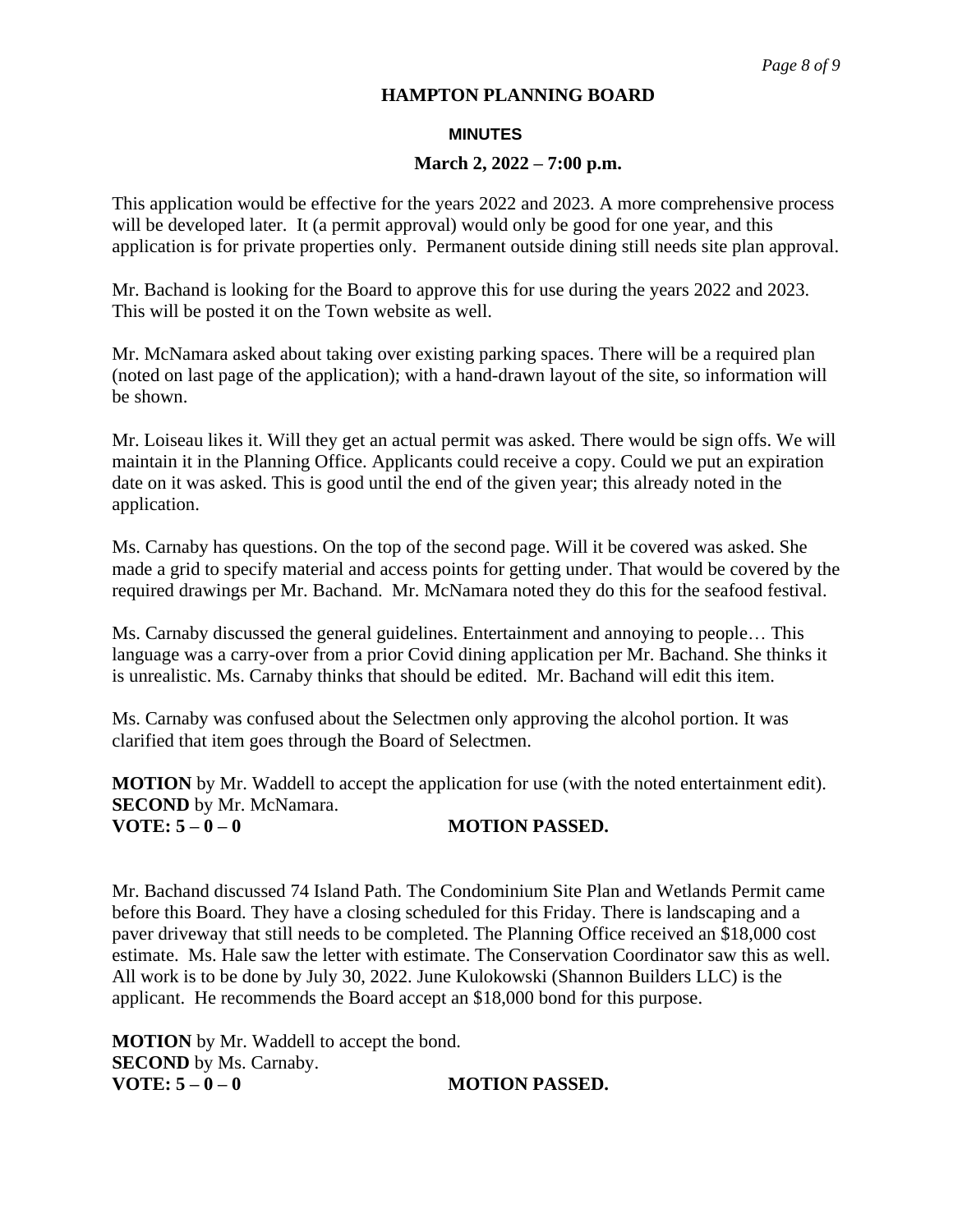# HAMPTON PLANNING BOARD

## MINUTES

### March 2, 2022 – 7:00 p.m.

This application would be effective for the years 2022 and 2023. A more comprehensive process will be developed later. It (a permit approval) would only be good for one year, and this application is for private properties only. Permanent outside dining still needs site plan approval.

Mr. Bachand is looking for the Board to approve this for use during the years 2022 and 2023. This will be posted it on the Town website as well.

Mr. McNamara asked about taking over existing parking spaces. There will be a required plan (noted on last page of the application); with a hand-drawn layout of the site, so information will be shown.

Mr. Loiseau likes it. Will they get an actual permit was asked. There would be sign offs. We will maintain it in the Planning Office. Applicants could receive a copy. Could we put an expiration date on it was asked. This is good until the end of the given year; this already noted in the application.

Ms. Carnaby has questions. On the top of the second page. Will it be covered was asked. She made a grid to specify material and access points for getting under. That would be covered by the required drawings per Mr. Bachand. Mr. McNamara noted they do this for the seafood festival.

Ms. Carnaby discussed the general guidelines. Entertainment and annoying to people… This language was a carry-over from a prior Covid dining application per Mr. Bachand. She thinks it is unrealistic. Ms. Carnaby thinks that should be edited. Mr. Bachand will edit this item.

Ms. Carnaby was confused about the Selectmen only approving the alcohol portion. It was clarified that item goes through the Board of Selectmen.

**MOTION** by Mr. Waddell to accept the application for use (with the noted entertainment edit).
**SECOND** by Mr. McNamara.
**VOTE: 5 – 0 – 0** **MOTION PASSED.**

Mr. Bachand discussed 74 Island Path. The Condominium Site Plan and Wetlands Permit came before this Board. They have a closing scheduled for this Friday. There is landscaping and a paver driveway that still needs to be completed. The Planning Office received an $18,000 cost estimate. Ms. Hale saw the letter with estimate. The Conservation Coordinator saw this as well. All work is to be done by July 30, 2022. June Kulokowski (Shannon Builders LLC) is the applicant. He recommends the Board accept an $18,000 bond for this purpose.

**MOTION** by Mr. Waddell to accept the bond.
**SECOND** by Ms. Carnaby.
**VOTE: 5 – 0 – 0** **MOTION PASSED.**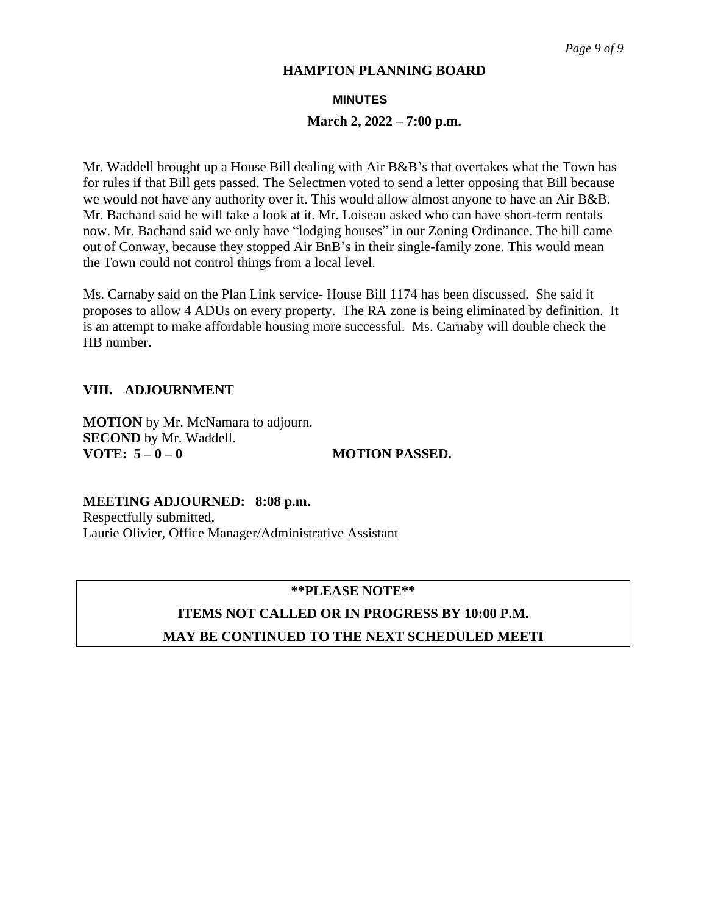**HAMPTON PLANNING BOARD**

**MINUTES**

**March 2, 2022 – 7:00 p.m.**

Mr. Waddell brought up a House Bill dealing with Air B&B's that overtakes what the Town has for rules if that Bill gets passed. The Selectmen voted to send a letter opposing that Bill because we would not have any authority over it. This would allow almost anyone to have an Air B&B. Mr. Bachand said he will take a look at it. Mr. Loiseau asked who can have short-term rentals now. Mr. Bachand said we only have "lodging houses" in our Zoning Ordinance. The bill came out of Conway, because they stopped Air BnB's in their single-family zone. This would mean the Town could not control things from a local level.

Ms. Carnaby said on the Plan Link service- House Bill 1174 has been discussed. She said it proposes to allow 4 ADUs on every property. The RA zone is being eliminated by definition. It is an attempt to make affordable housing more successful. Ms. Carnaby will double check the HB number.

## VIII. ADJOURNMENT

**MOTION** by Mr. McNamara to adjourn.
**SECOND** by Mr. Waddell.
**VOTE: 5 – 0 – 0** **MOTION PASSED.**

**MEETING ADJOURNED: 8:08 p.m.**
Respectfully submitted,
Laurie Olivier, Office Manager/Administrative Assistant

**\*\*PLEASE NOTE\*\***

**ITEMS NOT CALLED OR IN PROGRESS BY 10:00 P.M.**

**MAY BE CONTINUED TO THE NEXT SCHEDULED MEETI**